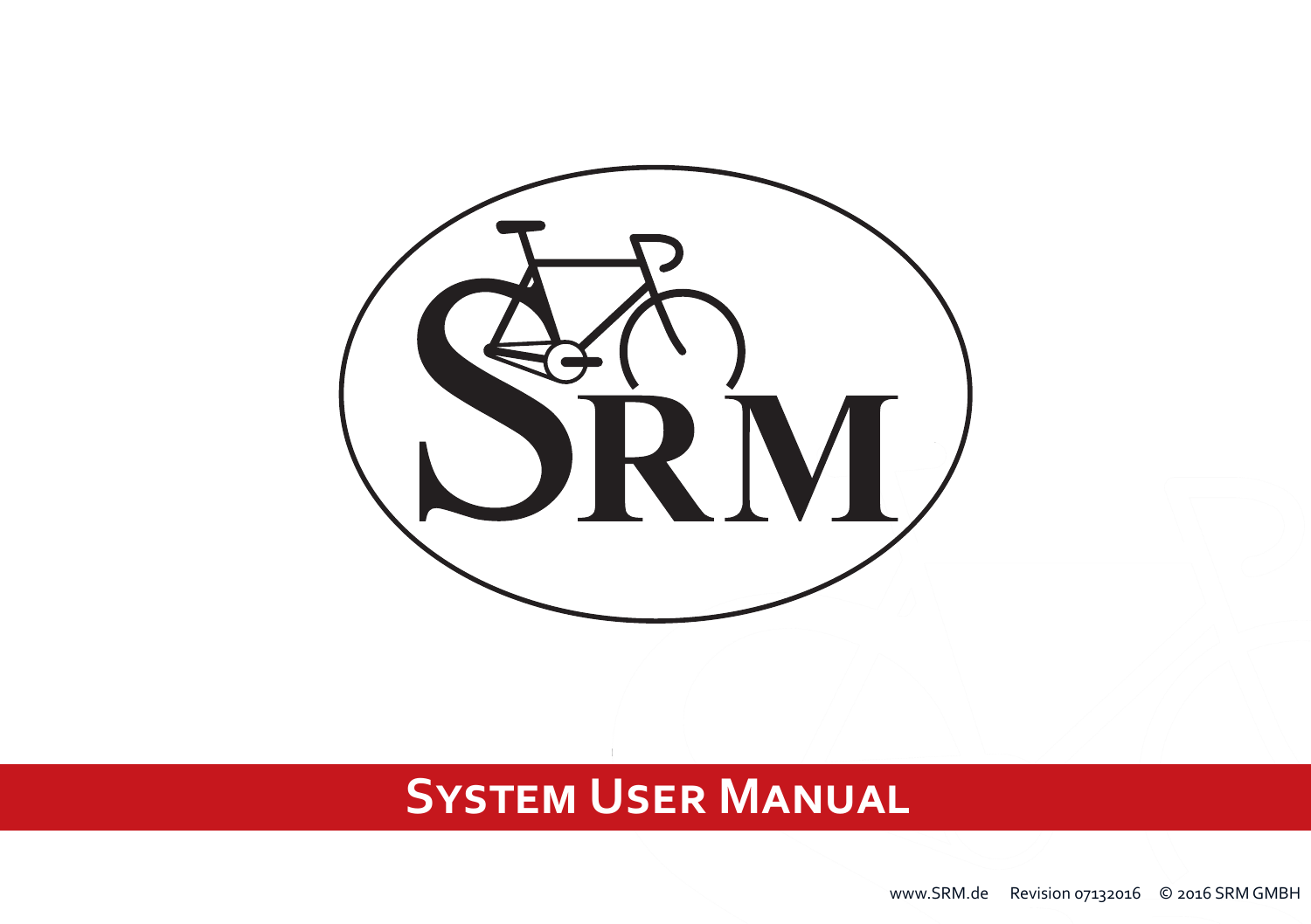# SRM

# System User Manual

www.SRM.de Revision 07132016 © 2016 SRM GMBH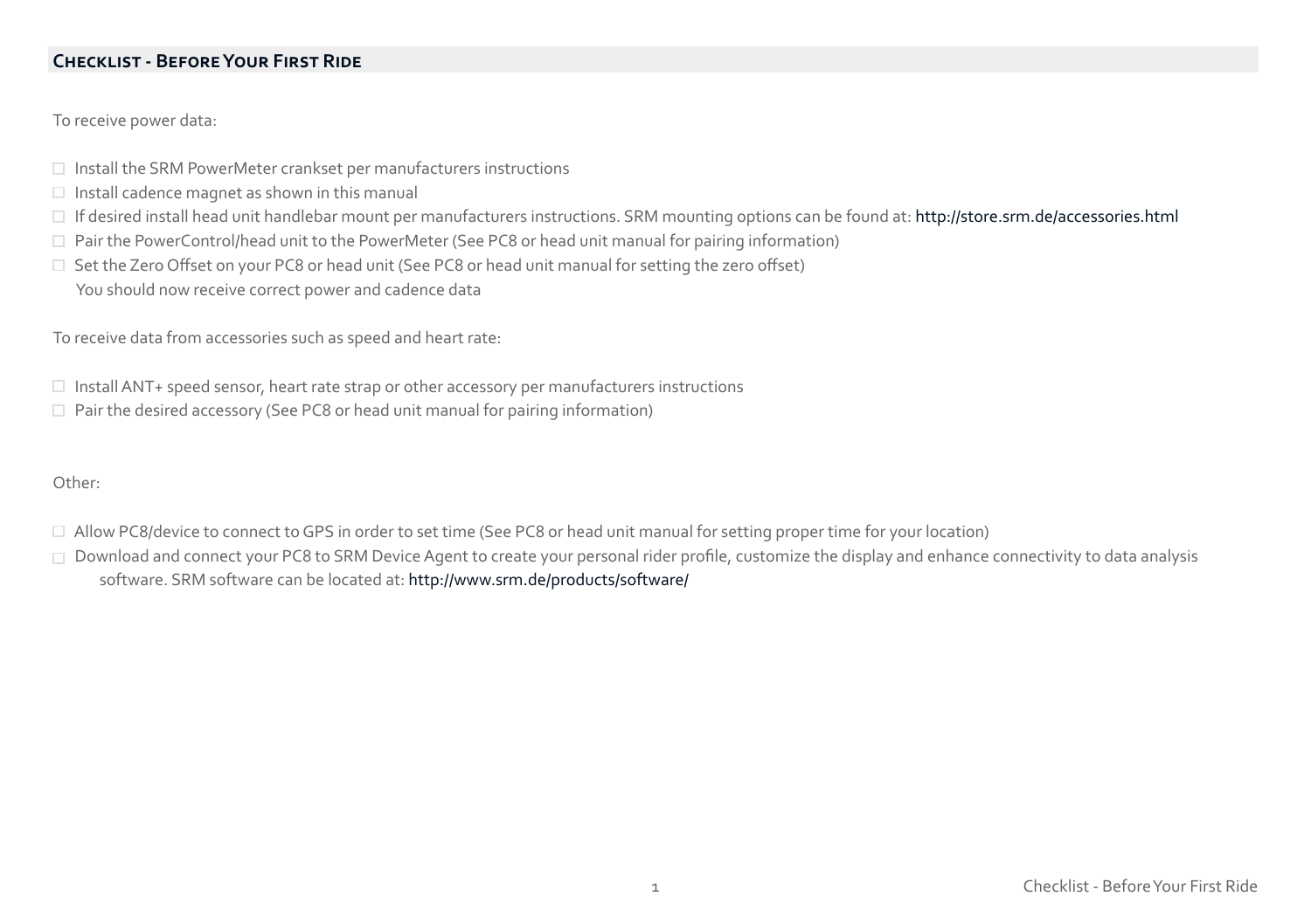## Checklist - Before Your First Ride

To receive power data:

- ☐ Install the SRM PowerMeter crankset per manufacturers instructions
- ☐ Install cadence magnet as shown in this manual
- ☐ If desired install head unit handlebar mount per manufacturers instructions. SRM mounting options can be found at: http://store.srm.de/accessories.html
- ☐ Pair the PowerControl/head unit to the PowerMeter (See PC8 or head unit manual for pairing information)
- ☐ Set the Zero Offset on your PC8 or head unit (See PC8 or head unit manual for setting the zero offset)

  You should now receive correct power and cadence data

To receive data from accessories such as speed and heart rate:

- ☐ Install ANT+ speed sensor, heart rate strap or other accessory per manufacturers instructions
- ☐ Pair the desired accessory (See PC8 or head unit manual for pairing information)

Other:

- ☐ Allow PC8/device to connect to GPS in order to set time (See PC8 or head unit manual for setting proper time for your location)
- ☐ Download and connect your PC8 to SRM Device Agent to create your personal rider profile, customize the display and enhance connectivity to data analysis software. SRM software can be located at: http://www.srm.de/products/software/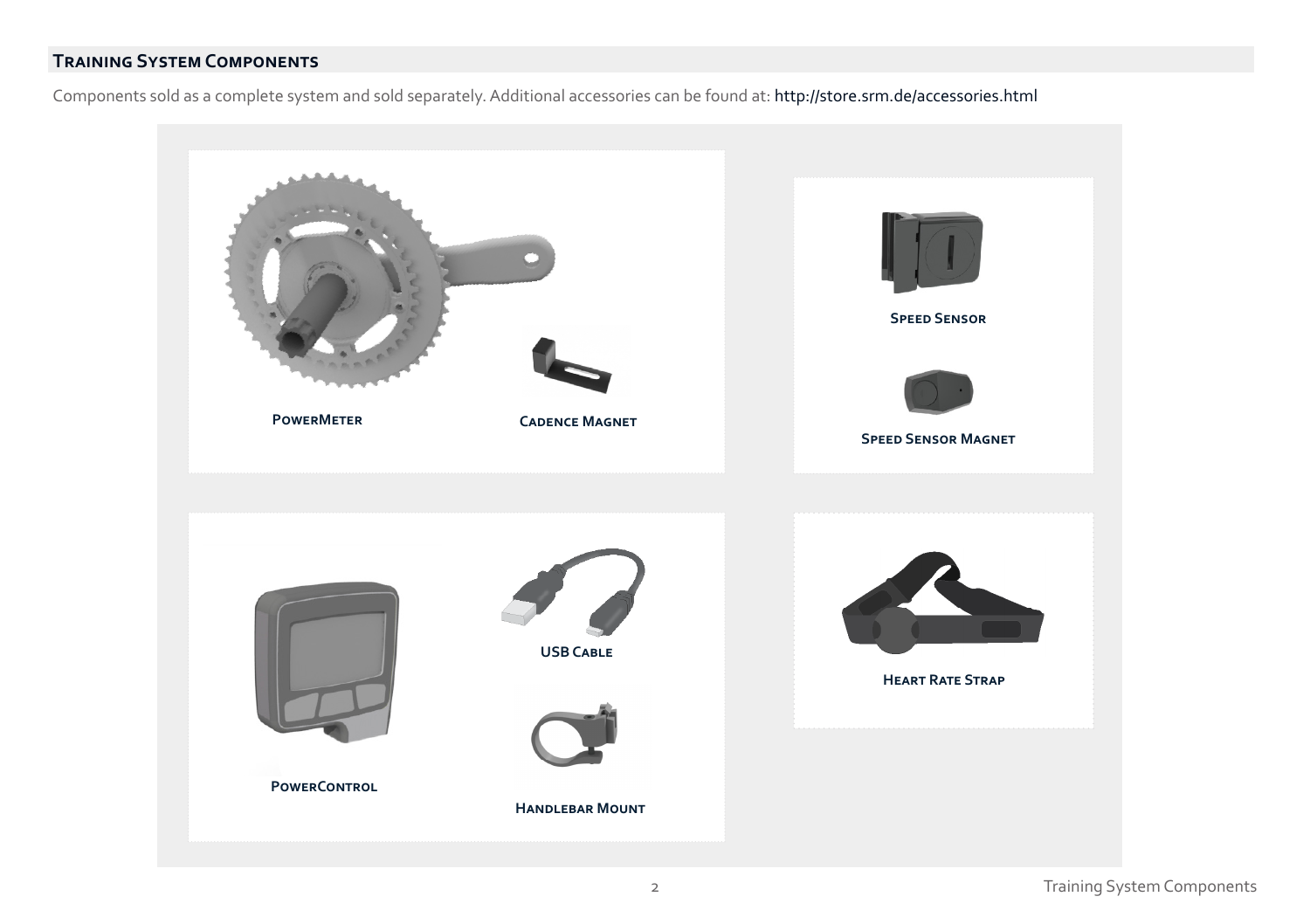## Training System Components

Components sold as a complete system and sold separately. Additional accessories can be found at: http://store.srm.de/accessories.html

**PowerMeter**

**Cadence Magnet**

**Speed Sensor**

**Speed Sensor Magnet**

**PowerControl**

**USB Cable**

**Handlebar Mount**

**Heart Rate Strap**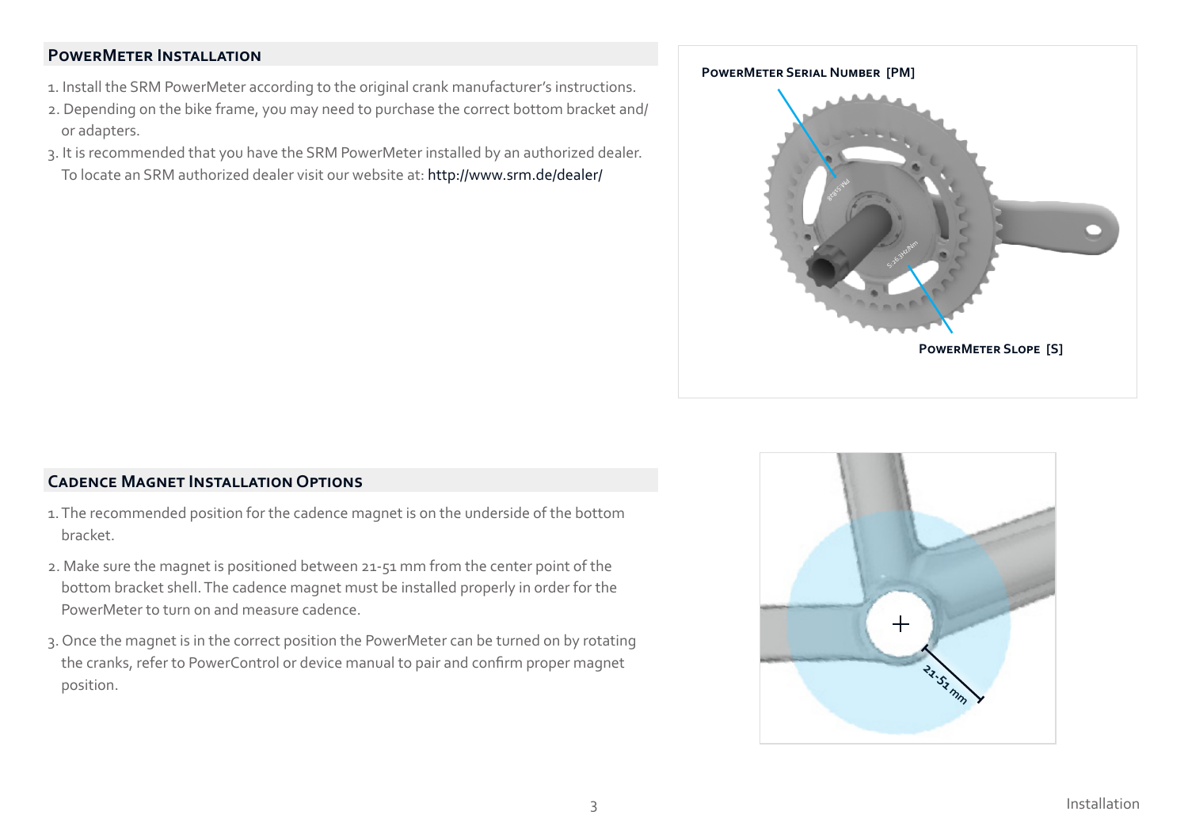## PowerMeter Installation

1. Install the SRM PowerMeter according to the original crank manufacturer's instructions.
2. Depending on the bike frame, you may need to purchase the correct bottom bracket and/or adapters.
3. It is recommended that you have the SRM PowerMeter installed by an authorized dealer. To locate an SRM authorized dealer visit our website at: http://www.srm.de/dealer/

**PowerMeter Serial Number [PM]**

**PowerMeter Slope [S]**

## Cadence Magnet Installation Options

1. The recommended position for the cadence magnet is on the underside of the bottom bracket.
2. Make sure the magnet is positioned between 21-51 mm from the center point of the bottom bracket shell. The cadence magnet must be installed properly in order for the PowerMeter to turn on and measure cadence.
3. Once the magnet is in the correct position the PowerMeter can be turned on by rotating the cranks, refer to PowerControl or device manual to pair and confirm proper magnet position.

21-51 mm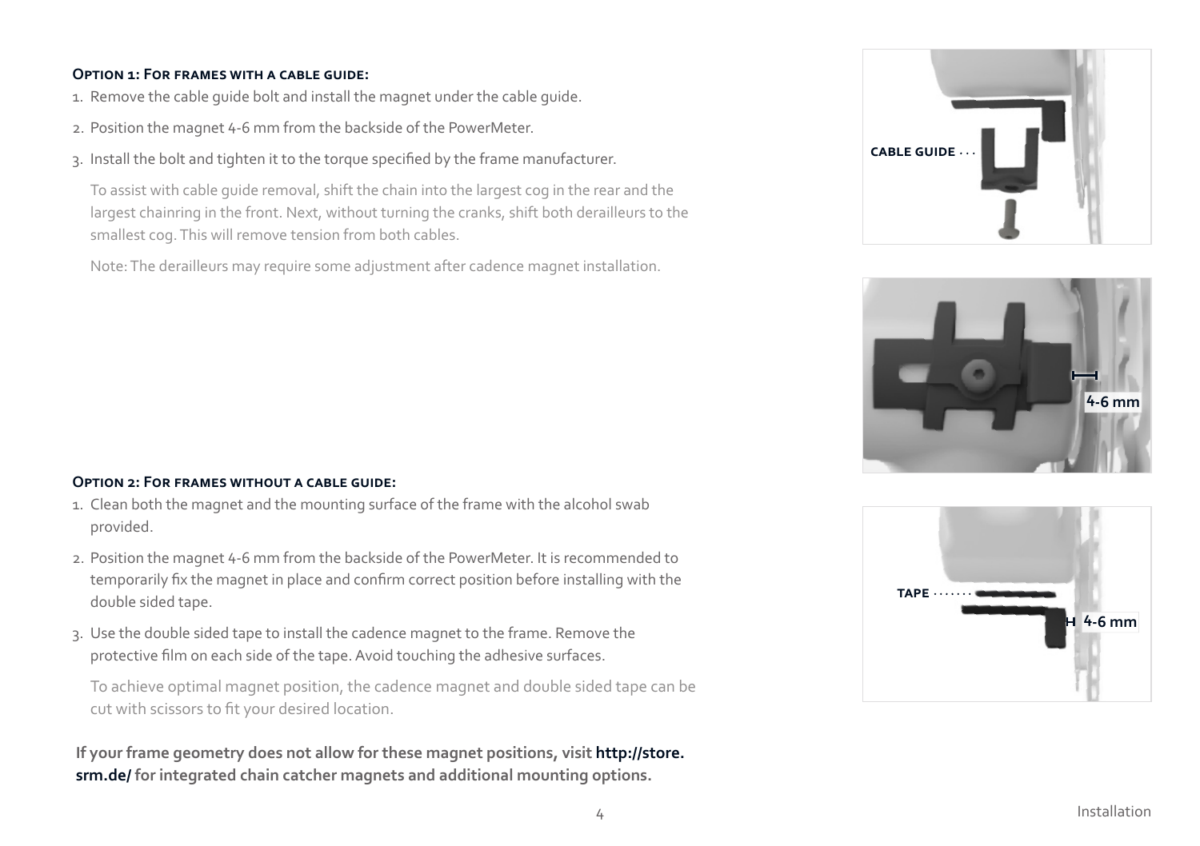### Option 1: For frames with a cable guide:

1. Remove the cable guide bolt and install the magnet under the cable guide.
2. Position the magnet 4-6 mm from the backside of the PowerMeter.
3. Install the bolt and tighten it to the torque specified by the frame manufacturer.

   To assist with cable guide removal, shift the chain into the largest cog in the rear and the largest chainring in the front. Next, without turning the cranks, shift both derailleurs to the smallest cog. This will remove tension from both cables.

   Note: The derailleurs may require some adjustment after cadence magnet installation.

CABLE GUIDE

4-6 mm

### Option 2: For frames without a cable guide:

1. Clean both the magnet and the mounting surface of the frame with the alcohol swab provided.
2. Position the magnet 4-6 mm from the backside of the PowerMeter. It is recommended to temporarily fix the magnet in place and confirm correct position before installing with the double sided tape.
3. Use the double sided tape to install the cadence magnet to the frame. Remove the protective film on each side of the tape. Avoid touching the adhesive surfaces.

   To achieve optimal magnet position, the cadence magnet and double sided tape can be cut with scissors to fit your desired location.

TAPE

4-6 mm

**If your frame geometry does not allow for these magnet positions, visit http://store.srm.de/ for integrated chain catcher magnets and additional mounting options.**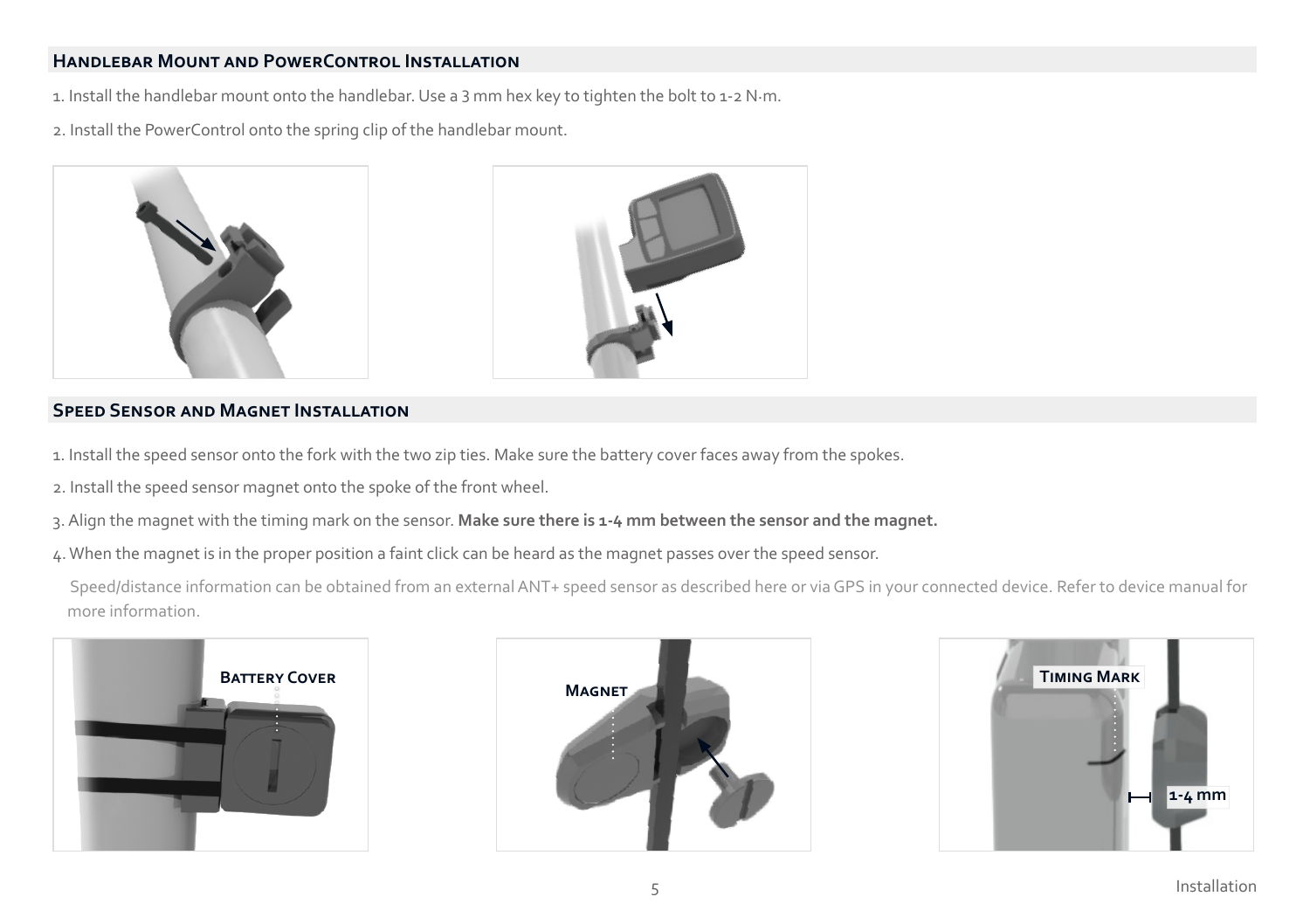## Handlebar Mount and PowerControl Installation

1. Install the handlebar mount onto the handlebar. Use a 3 mm hex key to tighten the bolt to 1-2 N·m.

2. Install the PowerControl onto the spring clip of the handlebar mount.

## Speed Sensor and Magnet Installation

1. Install the speed sensor onto the fork with the two zip ties. Make sure the battery cover faces away from the spokes.

2. Install the speed sensor magnet onto the spoke of the front wheel.

3. Align the magnet with the timing mark on the sensor. **Make sure there is 1-4 mm between the sensor and the magnet.**

4. When the magnet is in the proper position a faint click can be heard as the magnet passes over the speed sensor.

Speed/distance information can be obtained from an external ANT+ speed sensor as described here or via GPS in your connected device. Refer to device manual for more information.

Battery Cover

Magnet

Timing Mark

1-4 mm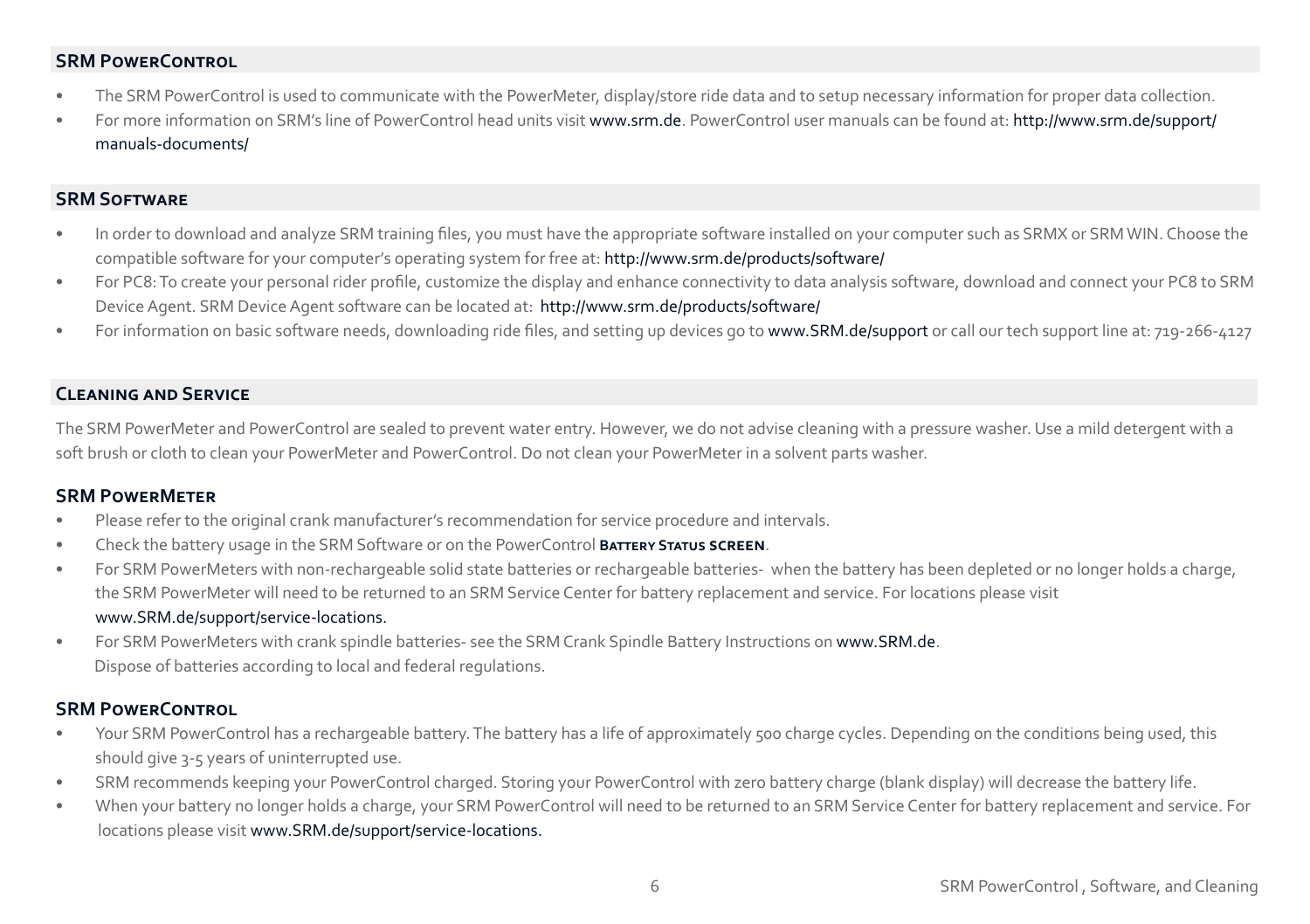## SRM PowerControl

- The SRM PowerControl is used to communicate with the PowerMeter, display/store ride data and to setup necessary information for proper data collection.
- For more information on SRM's line of PowerControl head units visit www.srm.de. PowerControl user manuals can be found at: http://www.srm.de/support/manuals-documents/

## SRM Software

- In order to download and analyze SRM training files, you must have the appropriate software installed on your computer such as SRMX or SRM WIN. Choose the compatible software for your computer's operating system for free at: http://www.srm.de/products/software/
- For PC8: To create your personal rider profile, customize the display and enhance connectivity to data analysis software, download and connect your PC8 to SRM Device Agent. SRM Device Agent software can be located at: http://www.srm.de/products/software/
- For information on basic software needs, downloading ride files, and setting up devices go to www.SRM.de/support or call our tech support line at: 719-266-4127

## Cleaning and Service

The SRM PowerMeter and PowerControl are sealed to prevent water entry. However, we do not advise cleaning with a pressure washer. Use a mild detergent with a soft brush or cloth to clean your PowerMeter and PowerControl. Do not clean your PowerMeter in a solvent parts washer.

### SRM PowerMeter

- Please refer to the original crank manufacturer's recommendation for service procedure and intervals.
- Check the battery usage in the SRM Software or on the PowerControl **Battery Status SCREEN**.
- For SRM PowerMeters with non-rechargeable solid state batteries or rechargeable batteries- when the battery has been depleted or no longer holds a charge, the SRM PowerMeter will need to be returned to an SRM Service Center for battery replacement and service. For locations please visit www.SRM.de/support/service-locations.
- For SRM PowerMeters with crank spindle batteries- see the SRM Crank Spindle Battery Instructions on www.SRM.de.
  Dispose of batteries according to local and federal regulations.

### SRM PowerControl

- Your SRM PowerControl has a rechargeable battery. The battery has a life of approximately 500 charge cycles. Depending on the conditions being used, this should give 3-5 years of uninterrupted use.
- SRM recommends keeping your PowerControl charged. Storing your PowerControl with zero battery charge (blank display) will decrease the battery life.
- When your battery no longer holds a charge, your SRM PowerControl will need to be returned to an SRM Service Center for battery replacement and service. For locations please visit www.SRM.de/support/service-locations.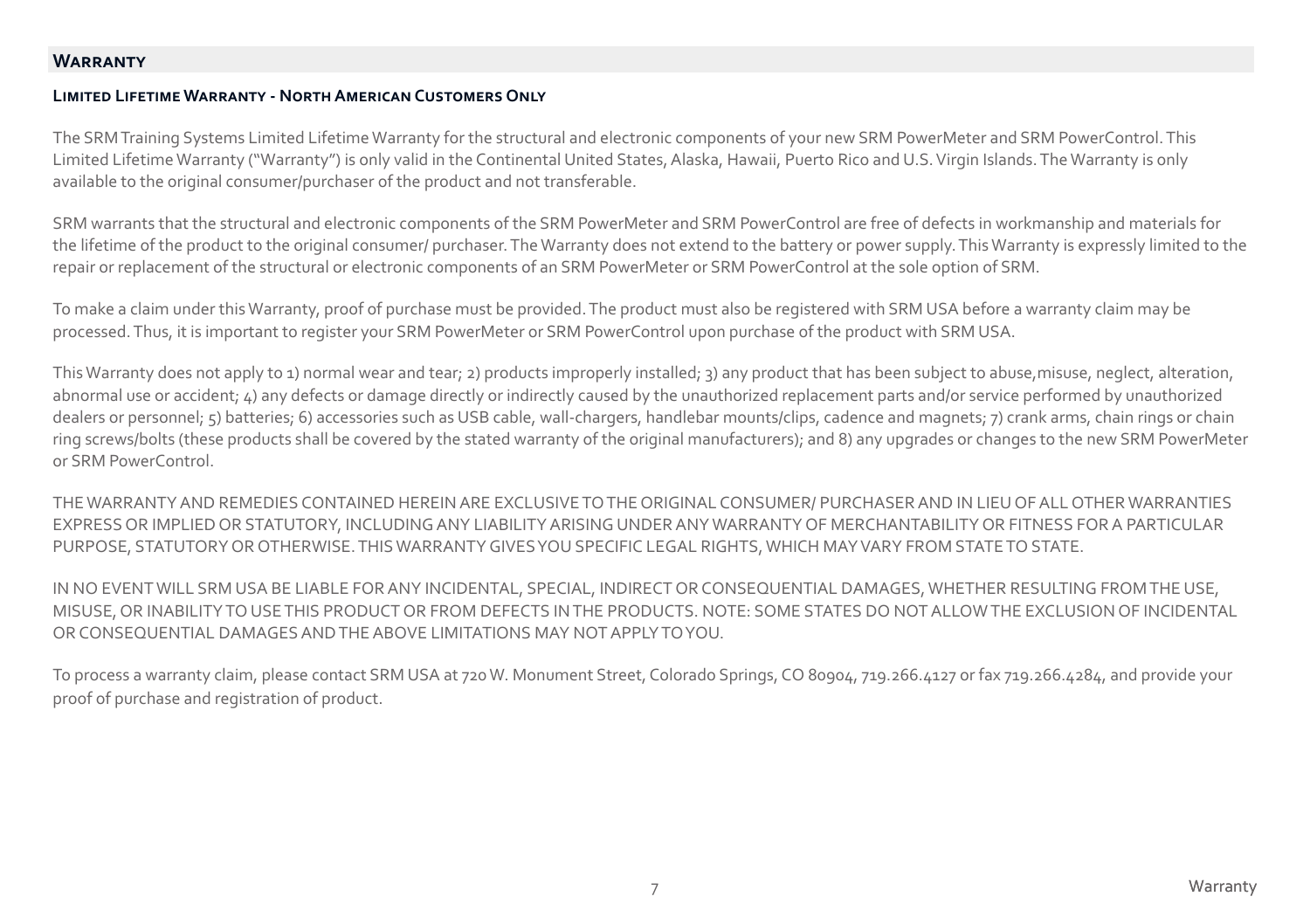## Warranty

### Limited Lifetime Warranty - North American Customers Only

The SRM Training Systems Limited Lifetime Warranty for the structural and electronic components of your new SRM PowerMeter and SRM PowerControl. This Limited Lifetime Warranty ("Warranty") is only valid in the Continental United States, Alaska, Hawaii, Puerto Rico and U.S. Virgin Islands. The Warranty is only available to the original consumer/purchaser of the product and not transferable.

SRM warrants that the structural and electronic components of the SRM PowerMeter and SRM PowerControl are free of defects in workmanship and materials for the lifetime of the product to the original consumer/ purchaser. The Warranty does not extend to the battery or power supply. This Warranty is expressly limited to the repair or replacement of the structural or electronic components of an SRM PowerMeter or SRM PowerControl at the sole option of SRM.

To make a claim under this Warranty, proof of purchase must be provided. The product must also be registered with SRM USA before a warranty claim may be processed. Thus, it is important to register your SRM PowerMeter or SRM PowerControl upon purchase of the product with SRM USA.

This Warranty does not apply to 1) normal wear and tear; 2) products improperly installed; 3) any product that has been subject to abuse,misuse, neglect, alteration, abnormal use or accident; 4) any defects or damage directly or indirectly caused by the unauthorized replacement parts and/or service performed by unauthorized dealers or personnel; 5) batteries; 6) accessories such as USB cable, wall-chargers, handlebar mounts/clips, cadence and magnets; 7) crank arms, chain rings or chain ring screws/bolts (these products shall be covered by the stated warranty of the original manufacturers); and 8) any upgrades or changes to the new SRM PowerMeter or SRM PowerControl.

THE WARRANTY AND REMEDIES CONTAINED HEREIN ARE EXCLUSIVE TO THE ORIGINAL CONSUMER/ PURCHASER AND IN LIEU OF ALL OTHER WARRANTIES EXPRESS OR IMPLIED OR STATUTORY, INCLUDING ANY LIABILITY ARISING UNDER ANY WARRANTY OF MERCHANTABILITY OR FITNESS FOR A PARTICULAR PURPOSE, STATUTORY OR OTHERWISE. THIS WARRANTY GIVES YOU SPECIFIC LEGAL RIGHTS, WHICH MAY VARY FROM STATE TO STATE.

IN NO EVENT WILL SRM USA BE LIABLE FOR ANY INCIDENTAL, SPECIAL, INDIRECT OR CONSEQUENTIAL DAMAGES, WHETHER RESULTING FROM THE USE, MISUSE, OR INABILITY TO USE THIS PRODUCT OR FROM DEFECTS IN THE PRODUCTS. NOTE: SOME STATES DO NOT ALLOW THE EXCLUSION OF INCIDENTAL OR CONSEQUENTIAL DAMAGES AND THE ABOVE LIMITATIONS MAY NOT APPLY TO YOU.

To process a warranty claim, please contact SRM USA at 720 W. Monument Street, Colorado Springs, CO 80904, 719.266.4127 or fax 719.266.4284, and provide your proof of purchase and registration of product.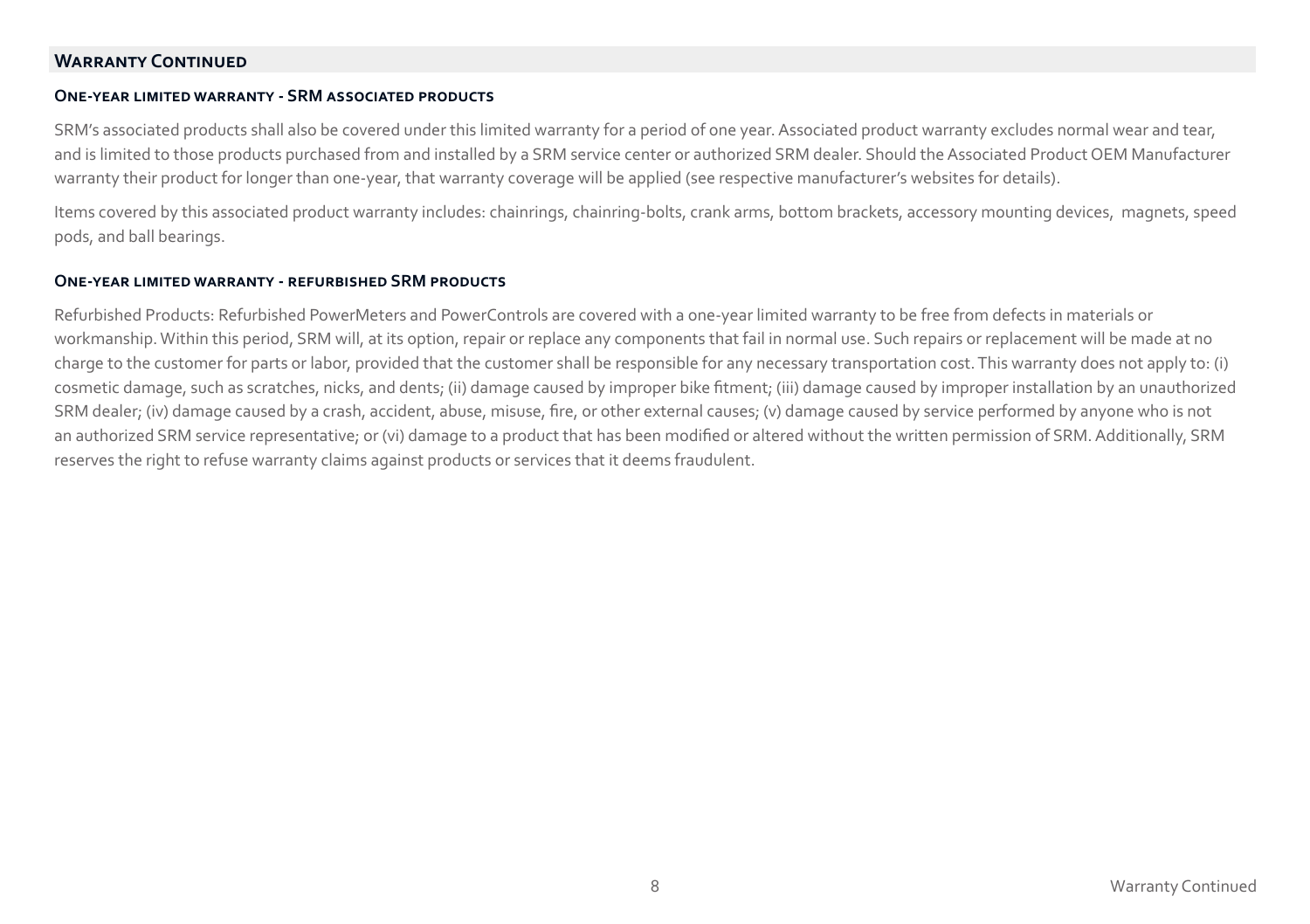## Warranty Continued

### One-year limited warranty - SRM associated products

SRM's associated products shall also be covered under this limited warranty for a period of one year. Associated product warranty excludes normal wear and tear, and is limited to those products purchased from and installed by a SRM service center or authorized SRM dealer. Should the Associated Product OEM Manufacturer warranty their product for longer than one-year, that warranty coverage will be applied (see respective manufacturer's websites for details).

Items covered by this associated product warranty includes: chainrings, chainring-bolts, crank arms, bottom brackets, accessory mounting devices, magnets, speed pods, and ball bearings.

### One-year limited warranty - refurbished SRM products

Refurbished Products: Refurbished PowerMeters and PowerControls are covered with a one-year limited warranty to be free from defects in materials or workmanship. Within this period, SRM will, at its option, repair or replace any components that fail in normal use. Such repairs or replacement will be made at no charge to the customer for parts or labor, provided that the customer shall be responsible for any necessary transportation cost. This warranty does not apply to: (i) cosmetic damage, such as scratches, nicks, and dents; (ii) damage caused by improper bike fitment; (iii) damage caused by improper installation by an unauthorized SRM dealer; (iv) damage caused by a crash, accident, abuse, misuse, fire, or other external causes; (v) damage caused by service performed by anyone who is not an authorized SRM service representative; or (vi) damage to a product that has been modified or altered without the written permission of SRM. Additionally, SRM reserves the right to refuse warranty claims against products or services that it deems fraudulent.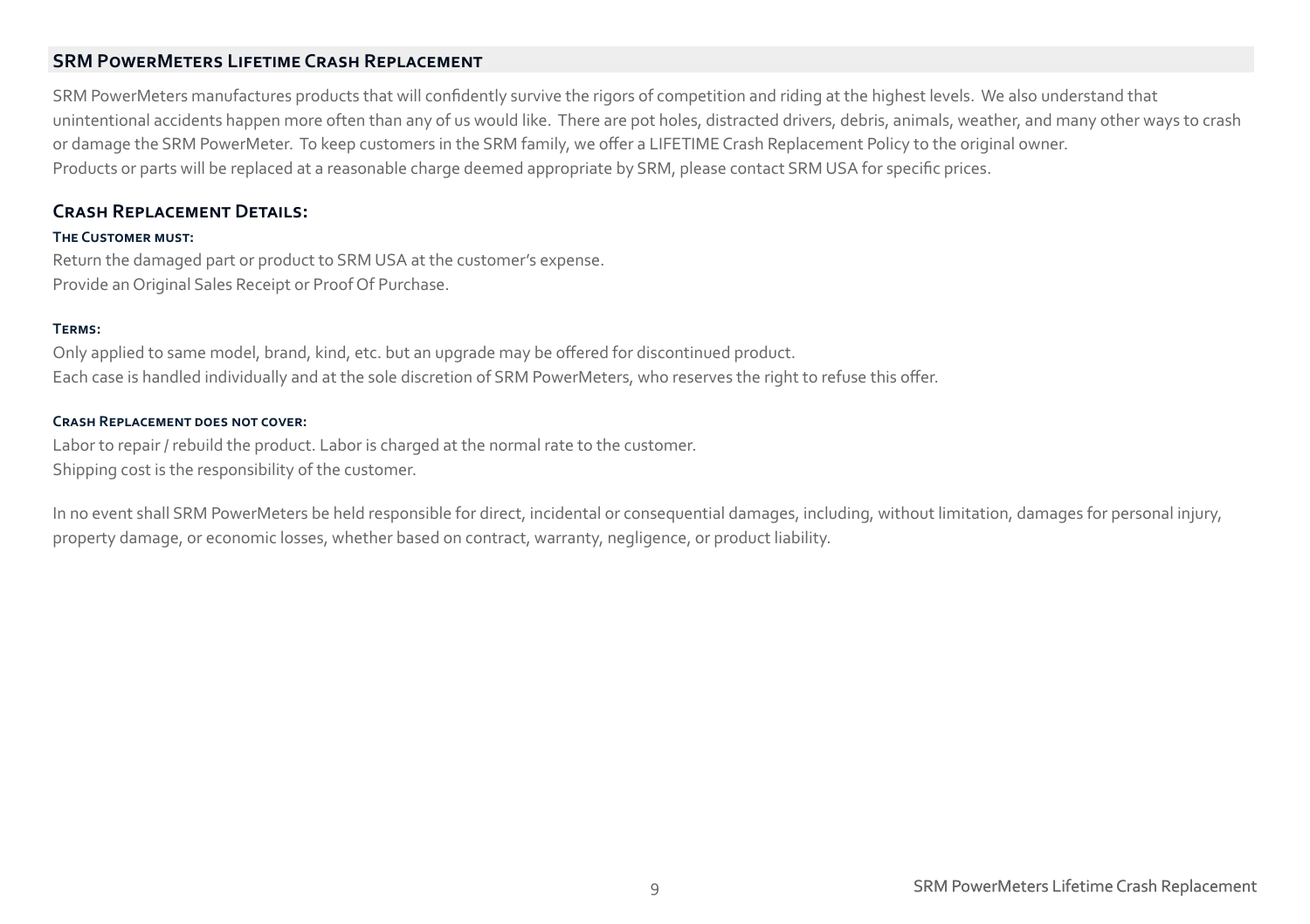## SRM PowerMeters Lifetime Crash Replacement

SRM PowerMeters manufactures products that will confidently survive the rigors of competition and riding at the highest levels. We also understand that unintentional accidents happen more often than any of us would like. There are pot holes, distracted drivers, debris, animals, weather, and many other ways to crash or damage the SRM PowerMeter. To keep customers in the SRM family, we offer a LIFETIME Crash Replacement Policy to the original owner.
Products or parts will be replaced at a reasonable charge deemed appropriate by SRM, please contact SRM USA for specific prices.

### Crash Replacement Details:

#### The Customer must:

Return the damaged part or product to SRM USA at the customer's expense.
Provide an Original Sales Receipt or Proof Of Purchase.

#### Terms:

Only applied to same model, brand, kind, etc. but an upgrade may be offered for discontinued product.
Each case is handled individually and at the sole discretion of SRM PowerMeters, who reserves the right to refuse this offer.

#### Crash Replacement does not cover:

Labor to repair / rebuild the product. Labor is charged at the normal rate to the customer.
Shipping cost is the responsibility of the customer.

In no event shall SRM PowerMeters be held responsible for direct, incidental or consequential damages, including, without limitation, damages for personal injury, property damage, or economic losses, whether based on contract, warranty, negligence, or product liability.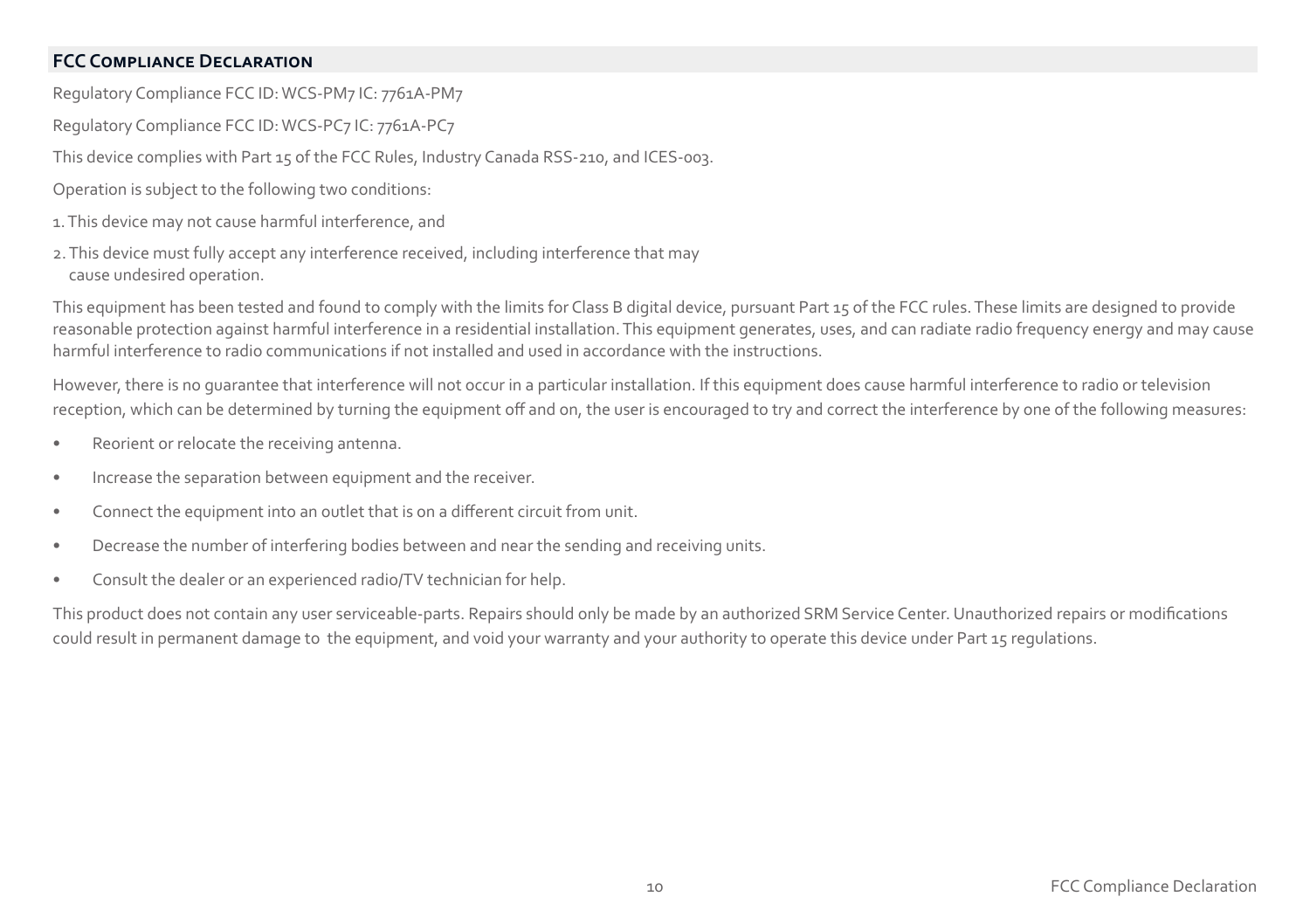## FCC Compliance Declaration

Regulatory Compliance FCC ID: WCS-PM7 IC: 7761A-PM7

Regulatory Compliance FCC ID: WCS-PC7 IC: 7761A-PC7

This device complies with Part 15 of the FCC Rules, Industry Canada RSS-210, and ICES-003.

Operation is subject to the following two conditions:

1. This device may not cause harmful interference, and
2. This device must fully accept any interference received, including interference that may cause undesired operation.

This equipment has been tested and found to comply with the limits for Class B digital device, pursuant Part 15 of the FCC rules. These limits are designed to provide reasonable protection against harmful interference in a residential installation. This equipment generates, uses, and can radiate radio frequency energy and may cause harmful interference to radio communications if not installed and used in accordance with the instructions.

However, there is no guarantee that interference will not occur in a particular installation. If this equipment does cause harmful interference to radio or television reception, which can be determined by turning the equipment off and on, the user is encouraged to try and correct the interference by one of the following measures:

- Reorient or relocate the receiving antenna.
- Increase the separation between equipment and the receiver.
- Connect the equipment into an outlet that is on a different circuit from unit.
- Decrease the number of interfering bodies between and near the sending and receiving units.
- Consult the dealer or an experienced radio/TV technician for help.

This product does not contain any user serviceable-parts. Repairs should only be made by an authorized SRM Service Center. Unauthorized repairs or modifications could result in permanent damage to the equipment, and void your warranty and your authority to operate this device under Part 15 regulations.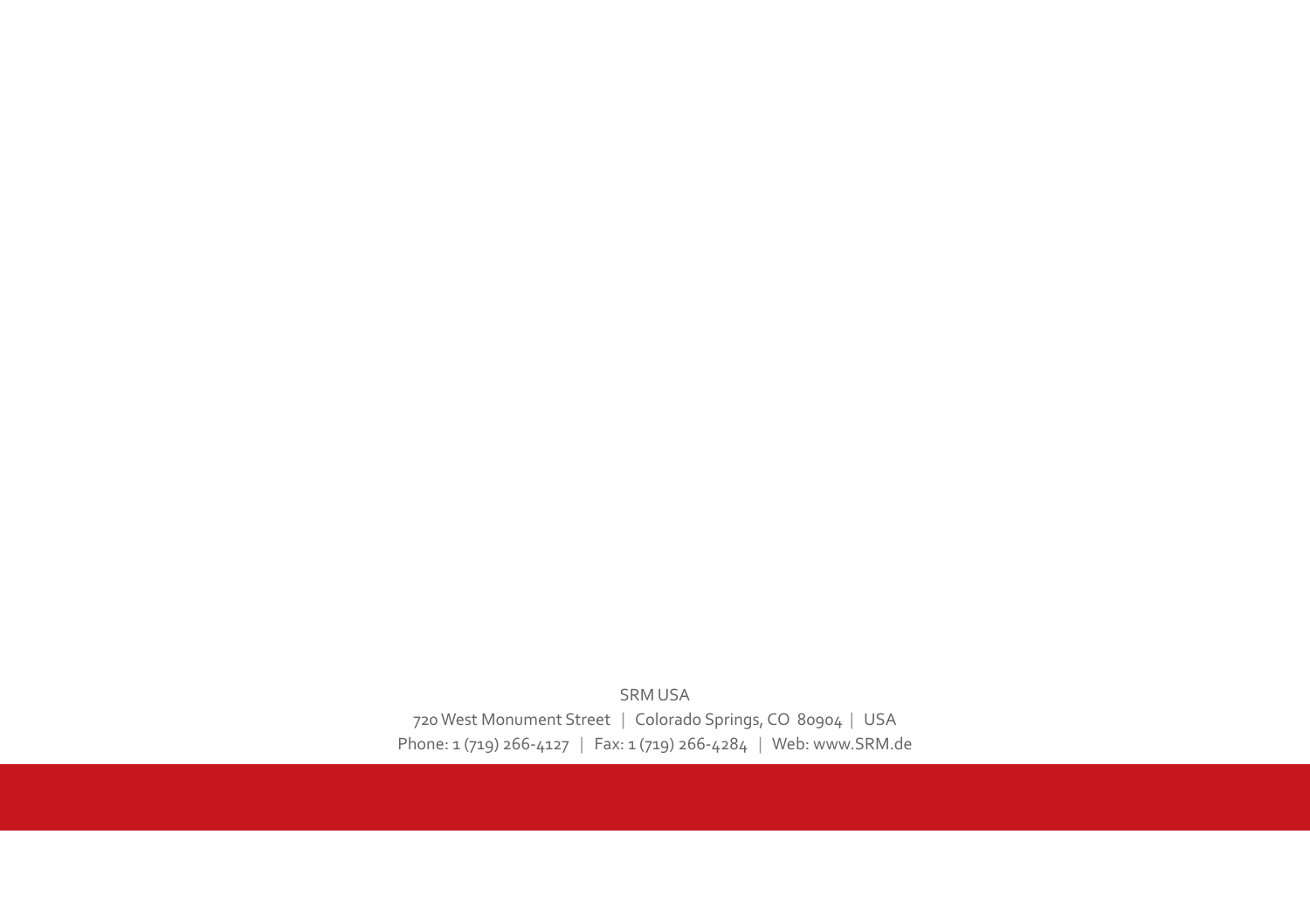SRM USA

720 West Monument Street | Colorado Springs, CO 80904 | USA

Phone: 1 (719) 266-4127 | Fax: 1 (719) 266-4284 | Web: www.SRM.de